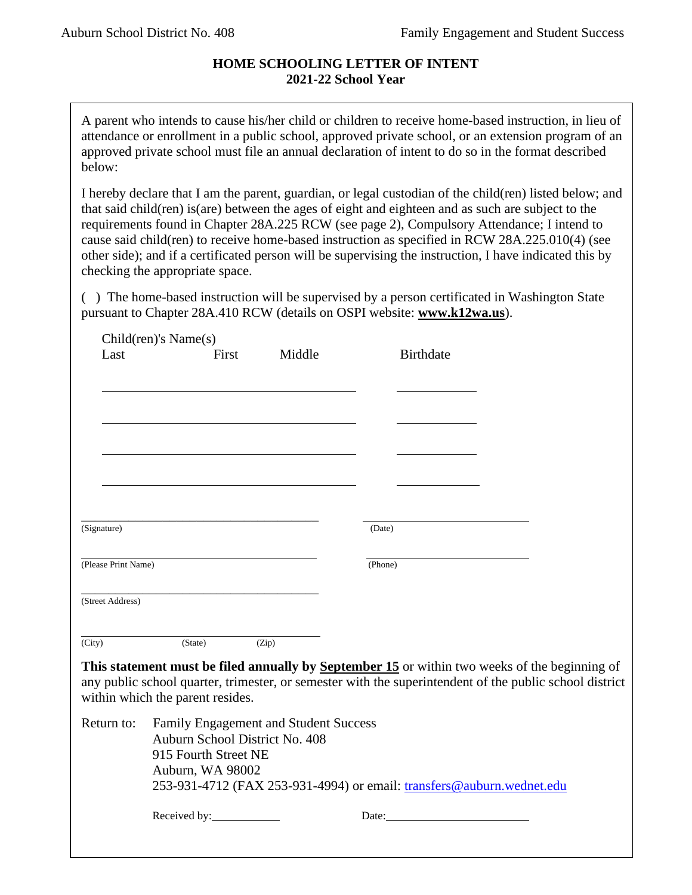Auburn School District No. 408 — Family Engagement and Student Success

# HOME SCHOOLING LETTER OF INTENT
## 2021-22 School Year

A parent who intends to cause his/her child or children to receive home-based instruction, in lieu of attendance or enrollment in a public school, approved private school, or an extension program of an approved private school must file an annual declaration of intent to do so in the format described below:

I hereby declare that I am the parent, guardian, or legal custodian of the child(ren) listed below; and that said child(ren) is(are) between the ages of eight and eighteen and as such are subject to the requirements found in Chapter 28A.225 RCW (see page 2), Compulsory Attendance; I intend to cause said child(ren) to receive home-based instruction as specified in RCW 28A.225.010(4) (see other side); and if a certificated person will be supervising the instruction, I have indicated this by checking the appropriate space.

( ) The home-based instruction will be supervised by a person certificated in Washington State pursuant to Chapter 28A.410 RCW (details on OSPI website: **www.k12wa.us**).

| Child(ren)'s Name(s) Last | First | Middle | Birthdate |
|---|---|---|---|
| | | | |
| | | | |
| | | | |
| | | | |

\_\_\_\_\_\_\_\_\_\_\_\_\_\_\_\_\_\_\_\_\_\_\_\_\_\_\_\_\_\_\_\_ \_\_\_\_\_\_\_\_\_\_\_\_\_\_\_\_\_\_\_\_\_\_
(Signature) (Date)

\_\_\_\_\_\_\_\_\_\_\_\_\_\_\_\_\_\_\_\_\_\_\_\_\_\_\_\_\_\_\_\_ \_\_\_\_\_\_\_\_\_\_\_\_\_\_\_\_\_\_\_\_\_\_
(Please Print Name) (Phone)

\_\_\_\_\_\_\_\_\_\_\_\_\_\_\_\_\_\_\_\_\_\_\_\_\_\_\_\_\_\_\_\_
(Street Address)

\_\_\_\_\_\_\_\_\_\_\_\_\_\_\_\_\_\_\_\_\_\_\_\_\_\_\_\_\_\_\_\_
(City) (State) (Zip)

**This statement must be filed annually by September 15** or within two weeks of the beginning of any public school quarter, trimester, or semester with the superintendent of the public school district within which the parent resides.

Return to:
Family Engagement and Student Success
Auburn School District No. 408
915 Fourth Street NE
Auburn, WA 98002
253-931-4712 (FAX 253-931-4994) or email: transfers@auburn.wednet.edu

Received by:\_\_\_\_\_\_\_\_\_\_\_\_ Date:\_\_\_\_\_\_\_\_\_\_\_\_\_\_\_\_\_\_\_\_\_\_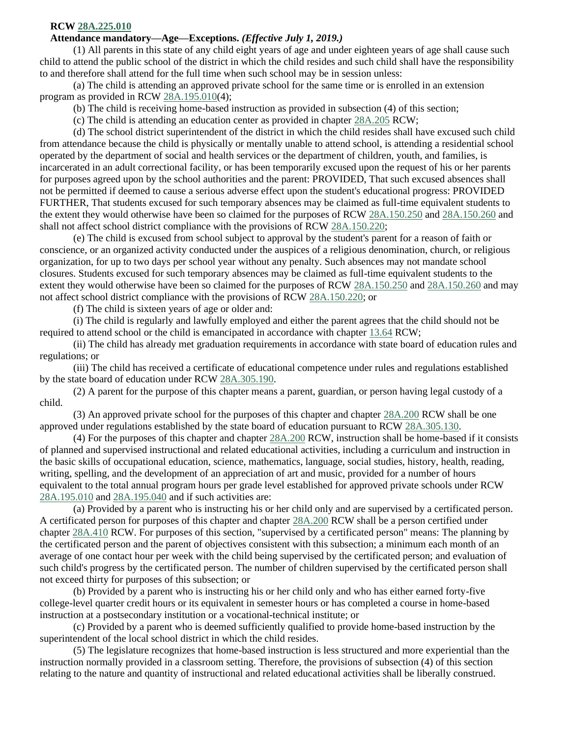**RCW 28A.225.010**

**Attendance mandatory—Age—Exceptions.** ***(Effective July 1, 2019.)***

(1) All parents in this state of any child eight years of age and under eighteen years of age shall cause such child to attend the public school of the district in which the child resides and such child shall have the responsibility to and therefore shall attend for the full time when such school may be in session unless:

(a) The child is attending an approved private school for the same time or is enrolled in an extension program as provided in RCW 28A.195.010(4);

(b) The child is receiving home-based instruction as provided in subsection (4) of this section;

(c) The child is attending an education center as provided in chapter 28A.205 RCW;

(d) The school district superintendent of the district in which the child resides shall have excused such child from attendance because the child is physically or mentally unable to attend school, is attending a residential school operated by the department of social and health services or the department of children, youth, and families, is incarcerated in an adult correctional facility, or has been temporarily excused upon the request of his or her parents for purposes agreed upon by the school authorities and the parent: PROVIDED, That such excused absences shall not be permitted if deemed to cause a serious adverse effect upon the student's educational progress: PROVIDED FURTHER, That students excused for such temporary absences may be claimed as full-time equivalent students to the extent they would otherwise have been so claimed for the purposes of RCW 28A.150.250 and 28A.150.260 and shall not affect school district compliance with the provisions of RCW 28A.150.220;

(e) The child is excused from school subject to approval by the student's parent for a reason of faith or conscience, or an organized activity conducted under the auspices of a religious denomination, church, or religious organization, for up to two days per school year without any penalty. Such absences may not mandate school closures. Students excused for such temporary absences may be claimed as full-time equivalent students to the extent they would otherwise have been so claimed for the purposes of RCW 28A.150.250 and 28A.150.260 and may not affect school district compliance with the provisions of RCW 28A.150.220; or

(f) The child is sixteen years of age or older and:

(i) The child is regularly and lawfully employed and either the parent agrees that the child should not be required to attend school or the child is emancipated in accordance with chapter 13.64 RCW;

(ii) The child has already met graduation requirements in accordance with state board of education rules and regulations; or

(iii) The child has received a certificate of educational competence under rules and regulations established by the state board of education under RCW 28A.305.190.

(2) A parent for the purpose of this chapter means a parent, guardian, or person having legal custody of a child.

(3) An approved private school for the purposes of this chapter and chapter 28A.200 RCW shall be one approved under regulations established by the state board of education pursuant to RCW 28A.305.130.

(4) For the purposes of this chapter and chapter 28A.200 RCW, instruction shall be home-based if it consists of planned and supervised instructional and related educational activities, including a curriculum and instruction in the basic skills of occupational education, science, mathematics, language, social studies, history, health, reading, writing, spelling, and the development of an appreciation of art and music, provided for a number of hours equivalent to the total annual program hours per grade level established for approved private schools under RCW 28A.195.010 and 28A.195.040 and if such activities are:

(a) Provided by a parent who is instructing his or her child only and are supervised by a certificated person. A certificated person for purposes of this chapter and chapter 28A.200 RCW shall be a person certified under chapter 28A.410 RCW. For purposes of this section, "supervised by a certificated person" means: The planning by the certificated person and the parent of objectives consistent with this subsection; a minimum each month of an average of one contact hour per week with the child being supervised by the certificated person; and evaluation of such child's progress by the certificated person. The number of children supervised by the certificated person shall not exceed thirty for purposes of this subsection; or

(b) Provided by a parent who is instructing his or her child only and who has either earned forty-five college-level quarter credit hours or its equivalent in semester hours or has completed a course in home-based instruction at a postsecondary institution or a vocational-technical institute; or

(c) Provided by a parent who is deemed sufficiently qualified to provide home-based instruction by the superintendent of the local school district in which the child resides.

(5) The legislature recognizes that home-based instruction is less structured and more experiential than the instruction normally provided in a classroom setting. Therefore, the provisions of subsection (4) of this section relating to the nature and quantity of instructional and related educational activities shall be liberally construed.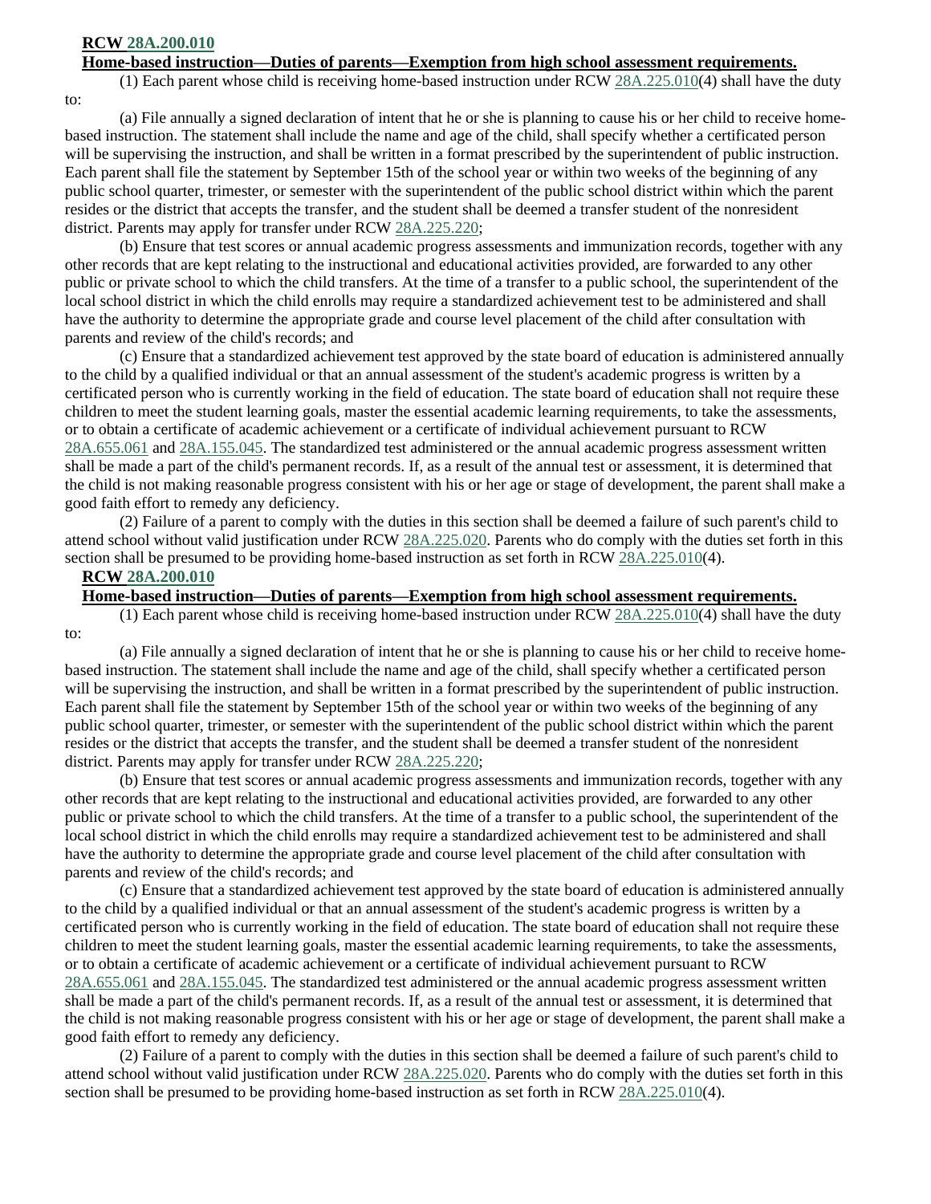**RCW 28A.200.010**

**Home-based instruction—Duties of parents—Exemption from high school assessment requirements.**

(1) Each parent whose child is receiving home-based instruction under RCW 28A.225.010(4) shall have the duty to:

(a) File annually a signed declaration of intent that he or she is planning to cause his or her child to receive home-based instruction. The statement shall include the name and age of the child, shall specify whether a certificated person will be supervising the instruction, and shall be written in a format prescribed by the superintendent of public instruction. Each parent shall file the statement by September 15th of the school year or within two weeks of the beginning of any public school quarter, trimester, or semester with the superintendent of the public school district within which the parent resides or the district that accepts the transfer, and the student shall be deemed a transfer student of the nonresident district. Parents may apply for transfer under RCW 28A.225.220;

(b) Ensure that test scores or annual academic progress assessments and immunization records, together with any other records that are kept relating to the instructional and educational activities provided, are forwarded to any other public or private school to which the child transfers. At the time of a transfer to a public school, the superintendent of the local school district in which the child enrolls may require a standardized achievement test to be administered and shall have the authority to determine the appropriate grade and course level placement of the child after consultation with parents and review of the child's records; and

(c) Ensure that a standardized achievement test approved by the state board of education is administered annually to the child by a qualified individual or that an annual assessment of the student's academic progress is written by a certificated person who is currently working in the field of education. The state board of education shall not require these children to meet the student learning goals, master the essential academic learning requirements, to take the assessments, or to obtain a certificate of academic achievement or a certificate of individual achievement pursuant to RCW 28A.655.061 and 28A.155.045. The standardized test administered or the annual academic progress assessment written shall be made a part of the child's permanent records. If, as a result of the annual test or assessment, it is determined that the child is not making reasonable progress consistent with his or her age or stage of development, the parent shall make a good faith effort to remedy any deficiency.

(2) Failure of a parent to comply with the duties in this section shall be deemed a failure of such parent's child to attend school without valid justification under RCW 28A.225.020. Parents who do comply with the duties set forth in this section shall be presumed to be providing home-based instruction as set forth in RCW 28A.225.010(4).

**RCW 28A.200.010**

**Home-based instruction—Duties of parents—Exemption from high school assessment requirements.**

(1) Each parent whose child is receiving home-based instruction under RCW 28A.225.010(4) shall have the duty to:

(a) File annually a signed declaration of intent that he or she is planning to cause his or her child to receive home-based instruction. The statement shall include the name and age of the child, shall specify whether a certificated person will be supervising the instruction, and shall be written in a format prescribed by the superintendent of public instruction. Each parent shall file the statement by September 15th of the school year or within two weeks of the beginning of any public school quarter, trimester, or semester with the superintendent of the public school district within which the parent resides or the district that accepts the transfer, and the student shall be deemed a transfer student of the nonresident district. Parents may apply for transfer under RCW 28A.225.220;

(b) Ensure that test scores or annual academic progress assessments and immunization records, together with any other records that are kept relating to the instructional and educational activities provided, are forwarded to any other public or private school to which the child transfers. At the time of a transfer to a public school, the superintendent of the local school district in which the child enrolls may require a standardized achievement test to be administered and shall have the authority to determine the appropriate grade and course level placement of the child after consultation with parents and review of the child's records; and

(c) Ensure that a standardized achievement test approved by the state board of education is administered annually to the child by a qualified individual or that an annual assessment of the student's academic progress is written by a certificated person who is currently working in the field of education. The state board of education shall not require these children to meet the student learning goals, master the essential academic learning requirements, to take the assessments, or to obtain a certificate of academic achievement or a certificate of individual achievement pursuant to RCW 28A.655.061 and 28A.155.045. The standardized test administered or the annual academic progress assessment written shall be made a part of the child's permanent records. If, as a result of the annual test or assessment, it is determined that the child is not making reasonable progress consistent with his or her age or stage of development, the parent shall make a good faith effort to remedy any deficiency.

(2) Failure of a parent to comply with the duties in this section shall be deemed a failure of such parent's child to attend school without valid justification under RCW 28A.225.020. Parents who do comply with the duties set forth in this section shall be presumed to be providing home-based instruction as set forth in RCW 28A.225.010(4).